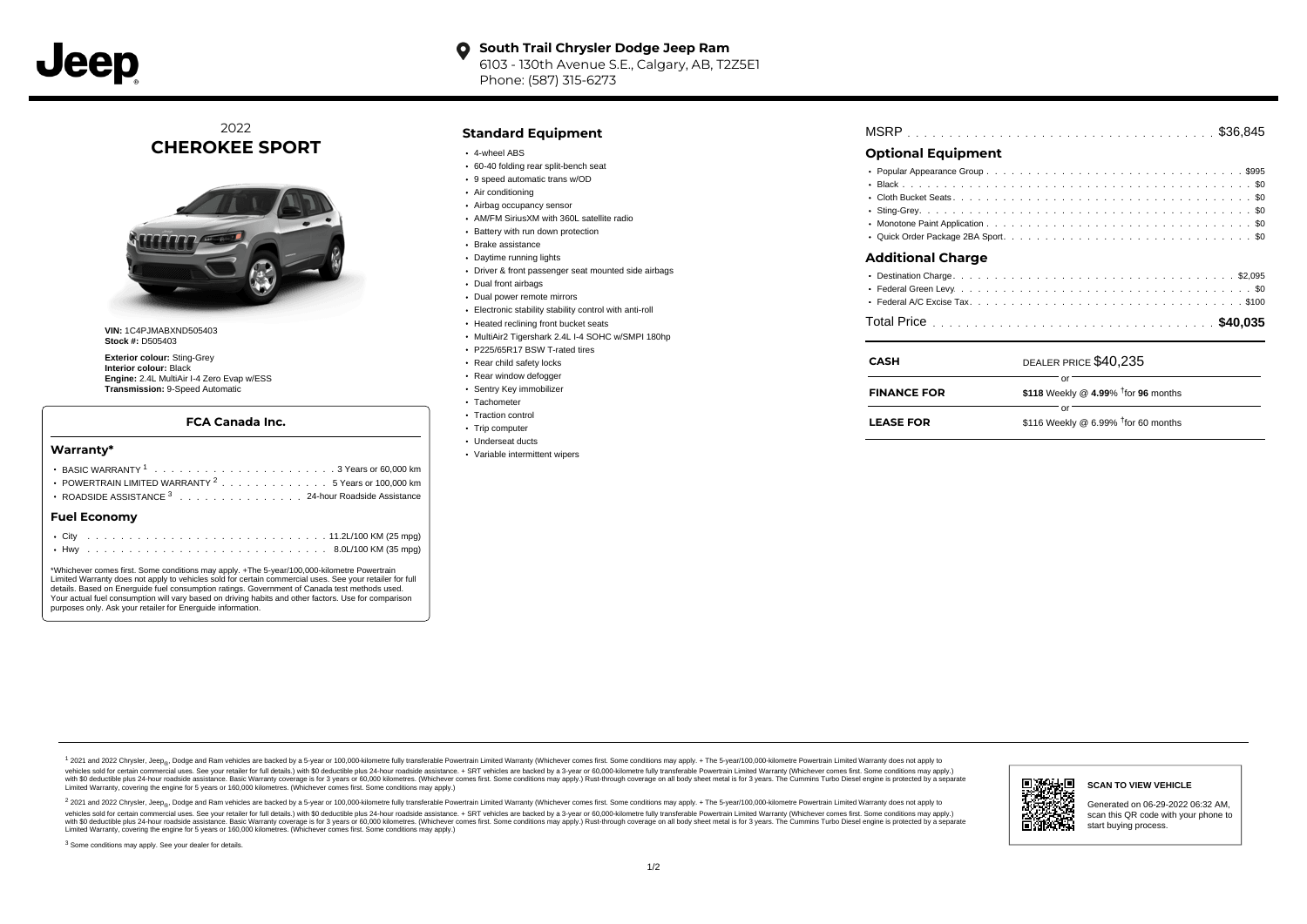**South Trail Chrysler Dodge Jeep Ram**
6103 - 130th Avenue S.E., Calgary, AB, T2Z5E1
Phone: (587) 315-6273

2022
# CHEROKEE SPORT

**VIN:** 1C4PJMABXND505403
**Stock #:** D505403

**Exterior colour:** Sting-Grey
**Interior colour:** Black
**Engine:** 2.4L MultiAir I-4 Zero Evap w/ESS
**Transmission:** 9-Speed Automatic

### FCA Canada Inc.

## Warranty*

- BASIC WARRANTY [1] . . . . . 3 Years or 60,000 km
- POWERTRAIN LIMITED WARRANTY [2] . . . . . 5 Years or 100,000 km
- ROADSIDE ASSISTANCE [3] . . . . . 24-hour Roadside Assistance

## Fuel Economy

- City . . . . . 11.2L/100 KM (25 mpg)
- Hwy . . . . . 8.0L/100 KM (35 mpg)

*Whichever comes first. Some conditions may apply. +The 5-year/100,000-kilometre Powertrain Limited Warranty does not apply to vehicles sold for certain commercial uses. See your retailer for full details. Based on Energuide fuel consumption ratings. Government of Canada test methods used. Your actual fuel consumption will vary based on driving habits and other factors. Use for comparison purposes only. Ask your retailer for Energuide information.

## Standard Equipment

- 4-wheel ABS
- 60-40 folding rear split-bench seat
- 9 speed automatic trans w/OD
- Air conditioning
- Airbag occupancy sensor
- AM/FM SiriusXM with 360L satellite radio
- Battery with run down protection
- Brake assistance
- Daytime running lights
- Driver & front passenger seat mounted side airbags
- Dual front airbags
- Dual power remote mirrors
- Electronic stability stability control with anti-roll
- Heated reclining front bucket seats
- MultiAir2 Tigershark 2.4L I-4 SOHC w/SMPI 180hp
- P225/65R17 BSW T-rated tires
- Rear child safety locks
- Rear window defogger
- Sentry Key immobilizer
- Tachometer
- Traction control
- Trip computer
- Underseat ducts
- Variable intermittent wipers

MSRP . . . . . $36,845

## Optional Equipment

- Popular Appearance Group . . . . . $995
- Black . . . . . $0
- Cloth Bucket Seats . . . . . $0
- Sting-Grey . . . . . $0
- Monotone Paint Application . . . . . $0
- Quick Order Package 2BA Sport . . . . . $0

## Additional Charge

- Destination Charge . . . . . $2,095
- Federal Green Levy . . . . . $0
- Federal A/C Excise Tax . . . . . $100

Total Price . . . . . **$40,035**

| | |
|---|---|
| **CASH** | DEALER PRICE $40,235 |
| | or |
| **FINANCE FOR** | **$118** Weekly @ **4.99**% †for **96** months |
| | or |
| **LEASE FOR** | $116 Weekly @ 6.99% †for 60 months |

[1] 2021 and 2022 Chrysler, Jeep®, Dodge and Ram vehicles are backed by a 5-year or 100,000-kilometre fully transferable Powertrain Limited Warranty (Whichever comes first. Some conditions may apply. + The 5-year/100,000-kilometre Powertrain Limited Warranty does not apply to vehicles sold for certain commercial uses. See your retailer for full details.) with $0 deductible plus 24-hour roadside assistance. + SRT vehicles are backed by a 3-year or 60,000-kilometre fully transferable Powertrain Limited Warranty (Whichever comes first. Some conditions may apply.) with $0 deductible plus 24-hour roadside assistance. Basic Warranty coverage is for 3 years or 60,000 kilometres. (Whichever comes first. Some conditions may apply.) Rust-through coverage on all body sheet metal is for 3 years. The Cummins Turbo Diesel engine is protected by a separate Limited Warranty, covering the engine for 5 years or 160,000 kilometres. (Whichever comes first. Some conditions may apply.)

[2] 2021 and 2022 Chrysler, Jeep®, Dodge and Ram vehicles are backed by a 5-year or 100,000-kilometre fully transferable Powertrain Limited Warranty (Whichever comes first. Some conditions may apply. + The 5-year/100,000-kilometre Powertrain Limited Warranty does not apply to vehicles sold for certain commercial uses. See your retailer for full details.) with $0 deductible plus 24-hour roadside assistance. + SRT vehicles are backed by a 3-year or 60,000-kilometre fully transferable Powertrain Limited Warranty (Whichever comes first. Some conditions may apply.) with $0 deductible plus 24-hour roadside assistance. Basic Warranty coverage is for 3 years or 60,000 kilometres. (Whichever comes first. Some conditions may apply.) Rust-through coverage on all body sheet metal is for 3 years. The Cummins Turbo Diesel engine is protected by a separate Limited Warranty, covering the engine for 5 years or 160,000 kilometres. (Whichever comes first. Some conditions may apply.)

[3] Some conditions may apply. See your dealer for details.

**SCAN TO VIEW VEHICLE**

Generated on 06-29-2022 06:32 AM, scan this QR code with your phone to start buying process.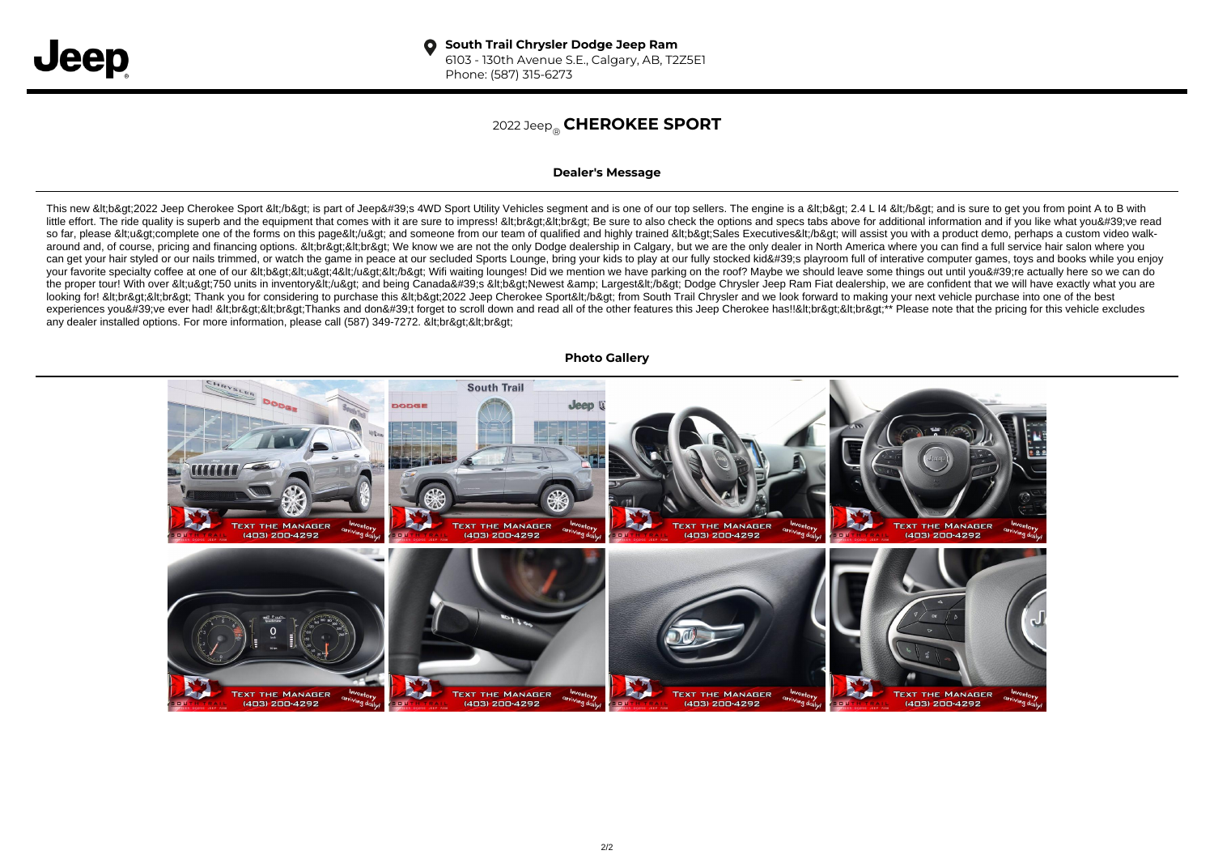**South Trail Chrysler Dodge Jeep Ram**
6103 - 130th Avenue S.E., Calgary, AB, T2Z5E1
Phone: (587) 315-6273

# 2022 Jeep® CHEROKEE SPORT

## Dealer's Message

This new &lt;b&gt;2022 Jeep Cherokee Sport &lt;/b&gt; is part of Jeep&#39;s 4WD Sport Utility Vehicles segment and is one of our top sellers. The engine is a &lt;b&gt; 2.4 L I4 &lt;/b&gt; and is sure to get you from point A to B with little effort. The ride quality is superb and the equipment that comes with it are sure to impress! &lt;br&gt;&lt;br&gt; Be sure to also check the options and specs tabs above for additional information and if you like what you&#39;ve read so far, please &lt;u&gt;complete one of the forms on this page&lt;/u&gt; and someone from our team of qualified and highly trained &lt;b&gt;Sales Executives&lt;/b&gt; will assist you with a product demo, perhaps a custom video walk-around and, of course, pricing and financing options. &lt;br&gt;&lt;br&gt; We know we are not the only Dodge dealership in Calgary, but we are the only dealer in North America where you can find a full service hair salon where you can get your hair styled or our nails trimmed, or watch the game in peace at our secluded Sports Lounge, bring your kids to play at our fully stocked kid&#39;s playroom full of interative computer games, toys and books while you enjoy your favorite specialty coffee at one of our &lt;b&gt;&lt;u&gt;4&lt;/u&gt;&lt;/b&gt; Wifi waiting lounges! Did we mention we have parking on the roof? Maybe we should leave some things out until you&#39;re actually here so we can do the proper tour! With over &lt;u&gt;750 units in inventory&lt;/u&gt; and being Canada&#39;s &lt;b&gt;Newest &amp; Largest&lt;/b&gt; Dodge Chrysler Jeep Ram Fiat dealership, we are confident that we will have exactly what you are looking for! &lt;br&gt;&lt;br&gt; Thank you for considering to purchase this &lt;b&gt;2022 Jeep Cherokee Sport&lt;/b&gt; from South Trail Chrysler and we look forward to making your next vehicle purchase into one of the best experiences you&#39;ve ever had! &lt;br&gt;&lt;br&gt;Thanks and don&#39;t forget to scroll down and read all of the other features this Jeep Cherokee has!!&lt;br&gt;&lt;br&gt;** Please note that the pricing for this vehicle excludes any dealer installed options. For more information, please call (587) 349-7272. &lt;br&gt;&lt;br&gt;

## Photo Gallery